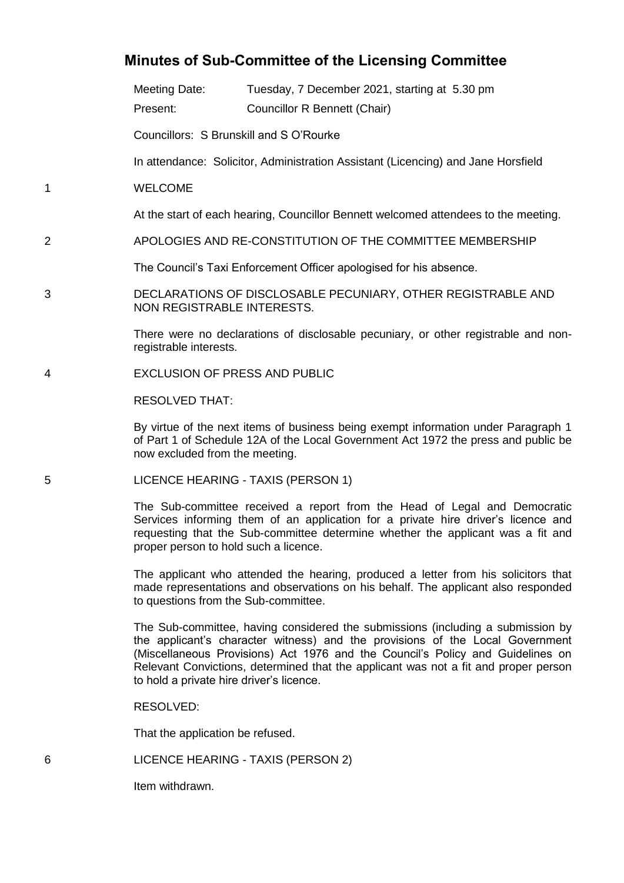# Minutes of Sub-Committee of the Licensing Committee

Meeting Date: Tuesday, 7 December 2021, starting at 5.30 pm

Present: Councillor R Bennett (Chair)

Councillors: S Brunskill and S O'Rourke

In attendance: Solicitor, Administration Assistant (Licencing) and Jane Horsfield

## 1 WELCOME

At the start of each hearing, Councillor Bennett welcomed attendees to the meeting.

## 2 APOLOGIES AND RE-CONSTITUTION OF THE COMMITTEE MEMBERSHIP

The Council's Taxi Enforcement Officer apologised for his absence.

## 3 DECLARATIONS OF DISCLOSABLE PECUNIARY, OTHER REGISTRABLE AND NON REGISTRABLE INTERESTS.

There were no declarations of disclosable pecuniary, or other registrable and non-registrable interests.

## 4 EXCLUSION OF PRESS AND PUBLIC

RESOLVED THAT:

By virtue of the next items of business being exempt information under Paragraph 1 of Part 1 of Schedule 12A of the Local Government Act 1972 the press and public be now excluded from the meeting.

## 5 LICENCE HEARING - TAXIS (PERSON 1)

The Sub-committee received a report from the Head of Legal and Democratic Services informing them of an application for a private hire driver's licence and requesting that the Sub-committee determine whether the applicant was a fit and proper person to hold such a licence.

The applicant who attended the hearing, produced a letter from his solicitors that made representations and observations on his behalf. The applicant also responded to questions from the Sub-committee.

The Sub-committee, having considered the submissions (including a submission by the applicant's character witness) and the provisions of the Local Government (Miscellaneous Provisions) Act 1976 and the Council's Policy and Guidelines on Relevant Convictions, determined that the applicant was not a fit and proper person to hold a private hire driver's licence.

RESOLVED:

That the application be refused.

## 6 LICENCE HEARING - TAXIS (PERSON 2)

Item withdrawn.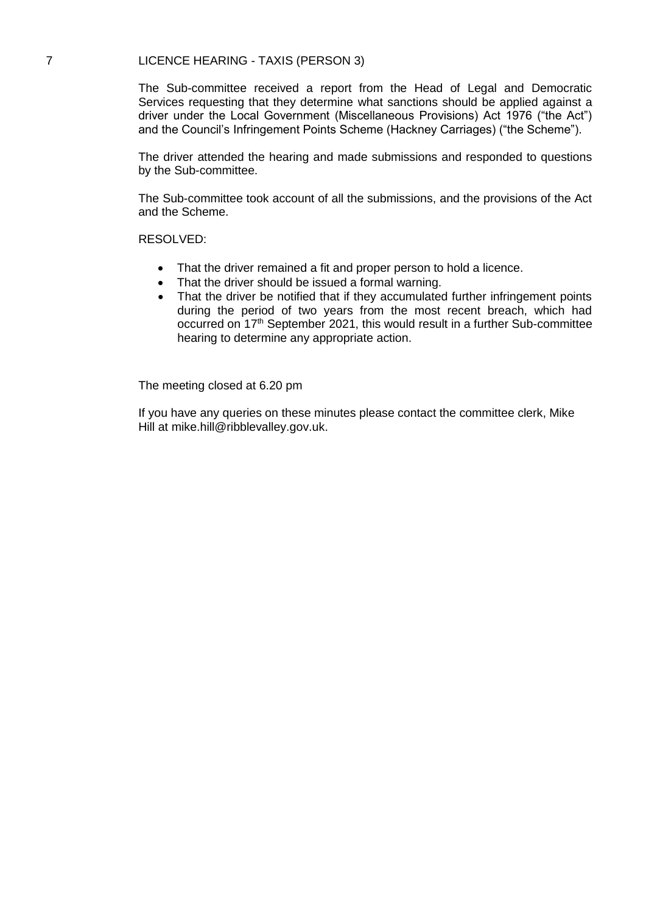## 7 LICENCE HEARING - TAXIS (PERSON 3)

The Sub-committee received a report from the Head of Legal and Democratic Services requesting that they determine what sanctions should be applied against a driver under the Local Government (Miscellaneous Provisions) Act 1976 ("the Act") and the Council's Infringement Points Scheme (Hackney Carriages) ("the Scheme").

The driver attended the hearing and made submissions and responded to questions by the Sub-committee.

The Sub-committee took account of all the submissions, and the provisions of the Act and the Scheme.

RESOLVED:

- That the driver remained a fit and proper person to hold a licence.
- That the driver should be issued a formal warning.
- That the driver be notified that if they accumulated further infringement points during the period of two years from the most recent breach, which had occurred on 17th September 2021, this would result in a further Sub-committee hearing to determine any appropriate action.

The meeting closed at 6.20 pm

If you have any queries on these minutes please contact the committee clerk, Mike Hill at mike.hill@ribblevalley.gov.uk.